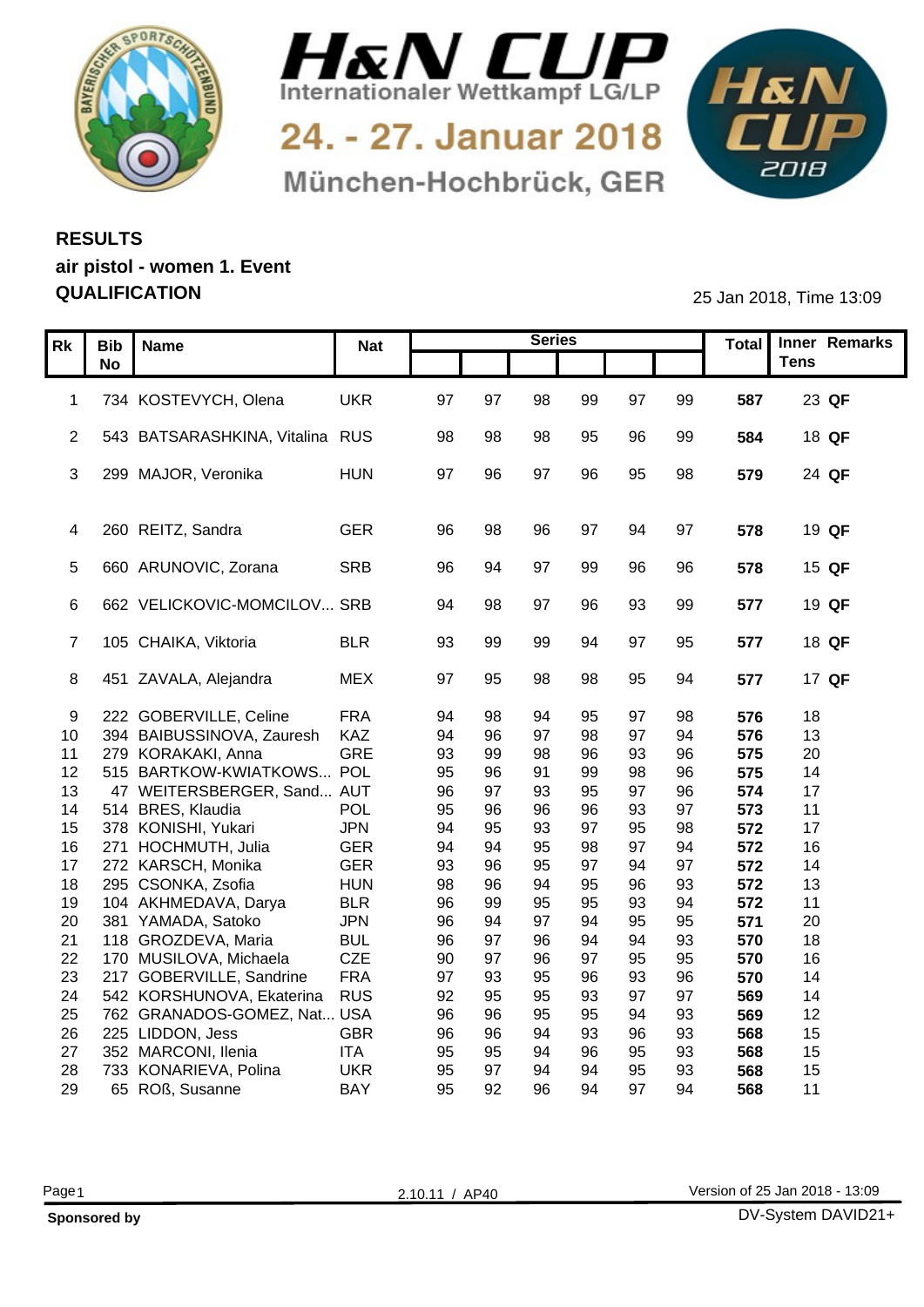# H&N CUP

Internationaler Wettkampf LG/LP

24. - 27. Januar 2018

München-Hochbrück, GER

## RESULTS
## air pistol - women 1. Event
## QUALIFICATION

25 Jan 2018, Time 13:09

| Rk | Bib No | Name | Nat | Series | | | | | | Total | Inner Tens | Remarks |
|---|---|---|---|---|---|---|---|---|---|---|---|---|
| 1 | 734 | KOSTEVYCH, Olena | UKR | 97 | 97 | 98 | 99 | 97 | 99 | **587** | 23 | **QF** |
| 2 | 543 | BATSARASHKINA, Vitalina | RUS | 98 | 98 | 98 | 95 | 96 | 99 | **584** | 18 | **QF** |
| 3 | 299 | MAJOR, Veronika | HUN | 97 | 96 | 97 | 96 | 95 | 98 | **579** | 24 | **QF** |
| 4 | 260 | REITZ, Sandra | GER | 96 | 98 | 96 | 97 | 94 | 97 | **578** | 19 | **QF** |
| 5 | 660 | ARUNOVIC, Zorana | SRB | 96 | 94 | 97 | 99 | 96 | 96 | **578** | 15 | **QF** |
| 6 | 662 | VELICKOVIC-MOMCILOV... | SRB | 94 | 98 | 97 | 96 | 93 | 99 | **577** | 19 | **QF** |
| 7 | 105 | CHAIKA, Viktoria | BLR | 93 | 99 | 99 | 94 | 97 | 95 | **577** | 18 | **QF** |
| 8 | 451 | ZAVALA, Alejandra | MEX | 97 | 95 | 98 | 98 | 95 | 94 | **577** | 17 | **QF** |
| 9 | 222 | GOBERVILLE, Celine | FRA | 94 | 98 | 94 | 95 | 97 | 98 | **576** | 18 | |
| 10 | 394 | BAIBUSSINOVA, Zauresh | KAZ | 94 | 96 | 97 | 98 | 97 | 94 | **576** | 13 | |
| 11 | 279 | KORAKAKI, Anna | GRE | 93 | 99 | 98 | 96 | 93 | 96 | **575** | 20 | |
| 12 | 515 | BARTKOW-KWIATKOWS... | POL | 95 | 96 | 91 | 99 | 98 | 96 | **575** | 14 | |
| 13 | 47 | WEITERSBERGER, Sand... | AUT | 96 | 97 | 93 | 95 | 97 | 96 | **574** | 17 | |
| 14 | 514 | BRES, Klaudia | POL | 95 | 96 | 96 | 96 | 93 | 97 | **573** | 11 | |
| 15 | 378 | KONISHI, Yukari | JPN | 94 | 95 | 93 | 97 | 95 | 98 | **572** | 17 | |
| 16 | 271 | HOCHMUTH, Julia | GER | 94 | 94 | 95 | 98 | 97 | 94 | **572** | 16 | |
| 17 | 272 | KARSCH, Monika | GER | 93 | 96 | 95 | 97 | 94 | 97 | **572** | 14 | |
| 18 | 295 | CSONKA, Zsofia | HUN | 98 | 96 | 94 | 95 | 96 | 93 | **572** | 13 | |
| 19 | 104 | AKHMEDAVA, Darya | BLR | 96 | 99 | 95 | 95 | 93 | 94 | **572** | 11 | |
| 20 | 381 | YAMADA, Satoko | JPN | 96 | 94 | 97 | 94 | 95 | 95 | **571** | 20 | |
| 21 | 118 | GROZDEVA, Maria | BUL | 96 | 97 | 96 | 94 | 94 | 93 | **570** | 18 | |
| 22 | 170 | MUSILOVA, Michaela | CZE | 90 | 97 | 96 | 97 | 95 | 95 | **570** | 16 | |
| 23 | 217 | GOBERVILLE, Sandrine | FRA | 97 | 93 | 95 | 96 | 93 | 96 | **570** | 14 | |
| 24 | 542 | KORSHUNOVA, Ekaterina | RUS | 92 | 95 | 95 | 93 | 97 | 97 | **569** | 14 | |
| 25 | 762 | GRANADOS-GOMEZ, Nat... | USA | 96 | 96 | 95 | 95 | 94 | 93 | **569** | 12 | |
| 26 | 225 | LIDDON, Jess | GBR | 96 | 96 | 94 | 93 | 96 | 93 | **568** | 15 | |
| 27 | 352 | MARCONI, Ilenia | ITA | 95 | 95 | 94 | 96 | 95 | 93 | **568** | 15 | |
| 28 | 733 | KONARIEVA, Polina | UKR | 95 | 97 | 94 | 94 | 95 | 93 | **568** | 15 | |
| 29 | 65 | ROß, Susanne | BAY | 95 | 92 | 96 | 94 | 97 | 94 | **568** | 11 | |

2.10.11 / AP40

Version of 25 Jan 2018 - 13:09

**Sponsored by**

DV-System DAVID21+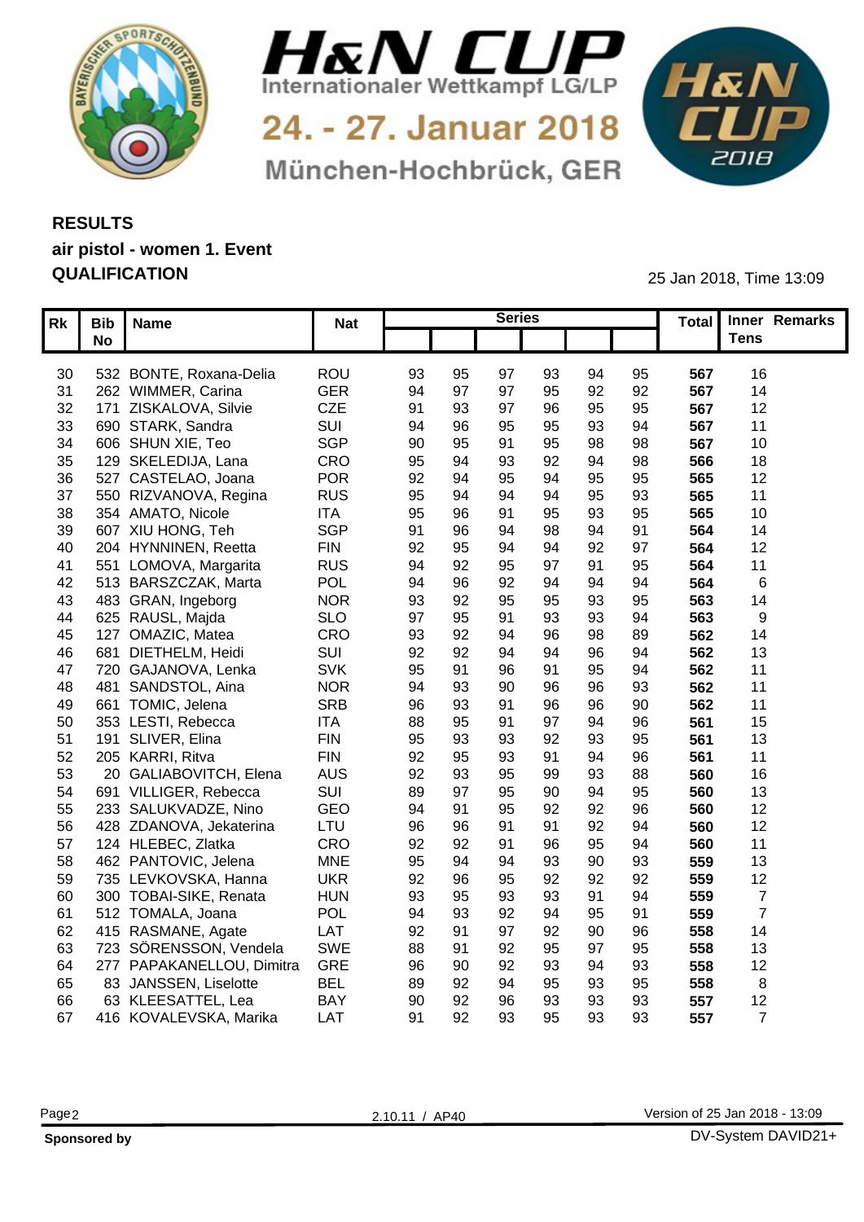# H&N CUP

Internationaler Wettkampf LG/LP

24. - 27. Januar 2018

München-Hochbrück, GER

## RESULTS
## air pistol - women 1. Event
## QUALIFICATION

25 Jan 2018, Time 13:09

| Rk | Bib No | Name | Nat | Series | | | | | | Total | Inner Tens | Remarks |
|---|---|---|---|---|---|---|---|---|---|---|---|---|
| 30 | 532 | BONTE, Roxana-Delia | ROU | 93 | 95 | 97 | 93 | 94 | 95 | **567** | 16 | |
| 31 | 262 | WIMMER, Carina | GER | 94 | 97 | 97 | 95 | 92 | 92 | **567** | 14 | |
| 32 | 171 | ZISKALOVA, Silvie | CZE | 91 | 93 | 97 | 96 | 95 | 95 | **567** | 12 | |
| 33 | 690 | STARK, Sandra | SUI | 94 | 96 | 95 | 95 | 93 | 94 | **567** | 11 | |
| 34 | 606 | SHUN XIE, Teo | SGP | 90 | 95 | 91 | 95 | 98 | 98 | **567** | 10 | |
| 35 | 129 | SKELEDIJA, Lana | CRO | 95 | 94 | 93 | 92 | 94 | 98 | **566** | 18 | |
| 36 | 527 | CASTELAO, Joana | POR | 92 | 94 | 95 | 94 | 95 | 95 | **565** | 12 | |
| 37 | 550 | RIZVANOVA, Regina | RUS | 95 | 94 | 94 | 94 | 95 | 93 | **565** | 11 | |
| 38 | 354 | AMATO, Nicole | ITA | 95 | 96 | 91 | 95 | 93 | 95 | **565** | 10 | |
| 39 | 607 | XIU HONG, Teh | SGP | 91 | 96 | 94 | 98 | 94 | 91 | **564** | 14 | |
| 40 | 204 | HYNNINEN, Reetta | FIN | 92 | 95 | 94 | 94 | 92 | 97 | **564** | 12 | |
| 41 | 551 | LOMOVA, Margarita | RUS | 94 | 92 | 95 | 97 | 91 | 95 | **564** | 11 | |
| 42 | 513 | BARSZCZAK, Marta | POL | 94 | 96 | 92 | 94 | 94 | 94 | **564** | 6 | |
| 43 | 483 | GRAN, Ingeborg | NOR | 93 | 92 | 95 | 95 | 93 | 95 | **563** | 14 | |
| 44 | 625 | RAUSL, Majda | SLO | 97 | 95 | 91 | 93 | 93 | 94 | **563** | 9 | |
| 45 | 127 | OMAZIC, Matea | CRO | 93 | 92 | 94 | 96 | 98 | 89 | **562** | 14 | |
| 46 | 681 | DIETHELM, Heidi | SUI | 92 | 92 | 94 | 94 | 96 | 94 | **562** | 13 | |
| 47 | 720 | GAJANOVA, Lenka | SVK | 95 | 91 | 96 | 91 | 95 | 94 | **562** | 11 | |
| 48 | 481 | SANDSTOL, Aina | NOR | 94 | 93 | 90 | 96 | 96 | 93 | **562** | 11 | |
| 49 | 661 | TOMIC, Jelena | SRB | 96 | 93 | 91 | 96 | 96 | 90 | **562** | 11 | |
| 50 | 353 | LESTI, Rebecca | ITA | 88 | 95 | 91 | 97 | 94 | 96 | **561** | 15 | |
| 51 | 191 | SLIVER, Elina | FIN | 95 | 93 | 93 | 92 | 93 | 95 | **561** | 13 | |
| 52 | 205 | KARRI, Ritva | FIN | 92 | 95 | 93 | 91 | 94 | 96 | **561** | 11 | |
| 53 | 20 | GALIABOVITCH, Elena | AUS | 92 | 93 | 95 | 99 | 93 | 88 | **560** | 16 | |
| 54 | 691 | VILLIGER, Rebecca | SUI | 89 | 97 | 95 | 90 | 94 | 95 | **560** | 13 | |
| 55 | 233 | SALUKVADZE, Nino | GEO | 94 | 91 | 95 | 92 | 92 | 96 | **560** | 12 | |
| 56 | 428 | ZDANOVA, Jekaterina | LTU | 96 | 96 | 91 | 91 | 92 | 94 | **560** | 12 | |
| 57 | 124 | HLEBEC, Zlatka | CRO | 92 | 92 | 91 | 96 | 95 | 94 | **560** | 11 | |
| 58 | 462 | PANTOVIC, Jelena | MNE | 95 | 94 | 94 | 93 | 90 | 93 | **559** | 13 | |
| 59 | 735 | LEVKOVSKA, Hanna | UKR | 92 | 96 | 95 | 92 | 92 | 92 | **559** | 12 | |
| 60 | 300 | TOBAI-SIKE, Renata | HUN | 93 | 95 | 93 | 93 | 91 | 94 | **559** | 7 | |
| 61 | 512 | TOMALA, Joana | POL | 94 | 93 | 92 | 94 | 95 | 91 | **559** | 7 | |
| 62 | 415 | RASMANE, Agate | LAT | 92 | 91 | 97 | 92 | 90 | 96 | **558** | 14 | |
| 63 | 723 | SÖRENSSON, Vendela | SWE | 88 | 91 | 92 | 95 | 97 | 95 | **558** | 13 | |
| 64 | 277 | PAPAKANELLOU, Dimitra | GRE | 96 | 90 | 92 | 93 | 94 | 93 | **558** | 12 | |
| 65 | 83 | JANSSEN, Liselotte | BEL | 89 | 92 | 94 | 95 | 93 | 95 | **558** | 8 | |
| 66 | 63 | KLEESATTEL, Lea | BAY | 90 | 92 | 96 | 93 | 93 | 93 | **557** | 12 | |
| 67 | 416 | KOVALEVSKA, Marika | LAT | 91 | 92 | 93 | 95 | 93 | 93 | **557** | 7 | |

2.10.11 / AP40

Version of 25 Jan 2018 - 13:09

**Sponsored by**

DV-System DAVID21+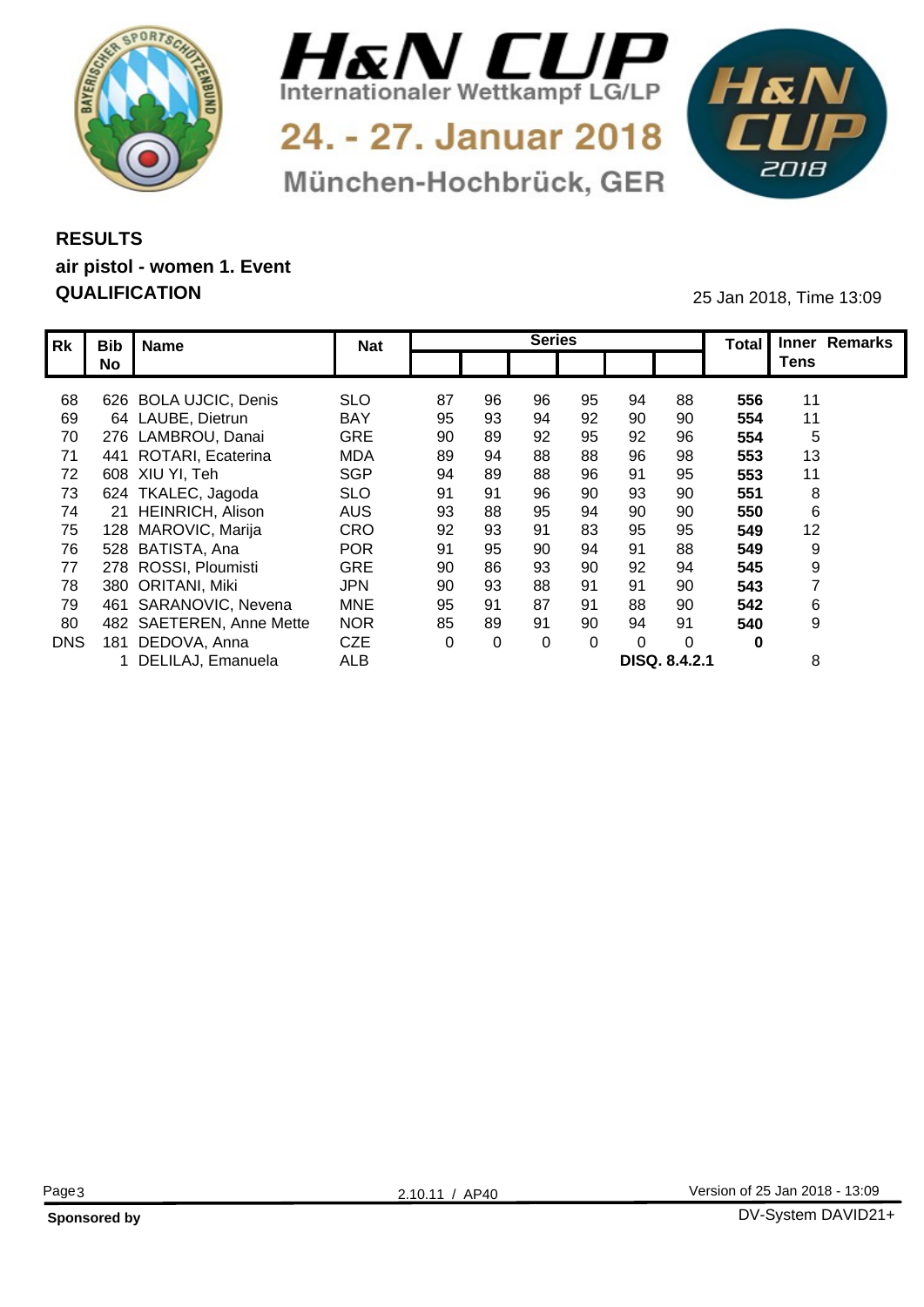# H&N CUP

Internationaler Wettkampf LG/LP

24. - 27. Januar 2018

München-Hochbrück, GER

## RESULTS

## air pistol - women 1. Event

## QUALIFICATION

25 Jan 2018, Time 13:09

| Rk | Bib No | Name | Nat | Series | | | | | | Total | Inner Tens | Remarks |
|---|---|---|---|---|---|---|---|---|---|---|---|---|
| 68 | 626 | BOLA UJCIC, Denis | SLO | 87 | 96 | 96 | 95 | 94 | 88 | **556** | 11 | |
| 69 | 64 | LAUBE, Dietrun | BAY | 95 | 93 | 94 | 92 | 90 | 90 | **554** | 11 | |
| 70 | 276 | LAMBROU, Danai | GRE | 90 | 89 | 92 | 95 | 92 | 96 | **554** | 5 | |
| 71 | 441 | ROTARI, Ecaterina | MDA | 89 | 94 | 88 | 88 | 96 | 98 | **553** | 13 | |
| 72 | 608 | XIU YI, Teh | SGP | 94 | 89 | 88 | 96 | 91 | 95 | **553** | 11 | |
| 73 | 624 | TKALEC, Jagoda | SLO | 91 | 91 | 96 | 90 | 93 | 90 | **551** | 8 | |
| 74 | 21 | HEINRICH, Alison | AUS | 93 | 88 | 95 | 94 | 90 | 90 | **550** | 6 | |
| 75 | 128 | MAROVIC, Marija | CRO | 92 | 93 | 91 | 83 | 95 | 95 | **549** | 12 | |
| 76 | 528 | BATISTA, Ana | POR | 91 | 95 | 90 | 94 | 91 | 88 | **549** | 9 | |
| 77 | 278 | ROSSI, Ploumisti | GRE | 90 | 86 | 93 | 90 | 92 | 94 | **545** | 9 | |
| 78 | 380 | ORITANI, Miki | JPN | 90 | 93 | 88 | 91 | 91 | 90 | **543** | 7 | |
| 79 | 461 | SARANOVIC, Nevena | MNE | 95 | 91 | 87 | 91 | 88 | 90 | **542** | 6 | |
| 80 | 482 | SAETEREN, Anne Mette | NOR | 85 | 89 | 91 | 90 | 94 | 91 | **540** | 9 | |
| DNS | 181 | DEDOVA, Anna | CZE | 0 | 0 | 0 | 0 | 0 | 0 | **0** | | |
| | 1 | DELILAJ, Emanuela | ALB | | | | | **DISQ. 8.4.2.1** | | | 8 | |

2.10.11 / AP40

Version of 25 Jan 2018 - 13:09

**Sponsored by**

DV-System DAVID21+